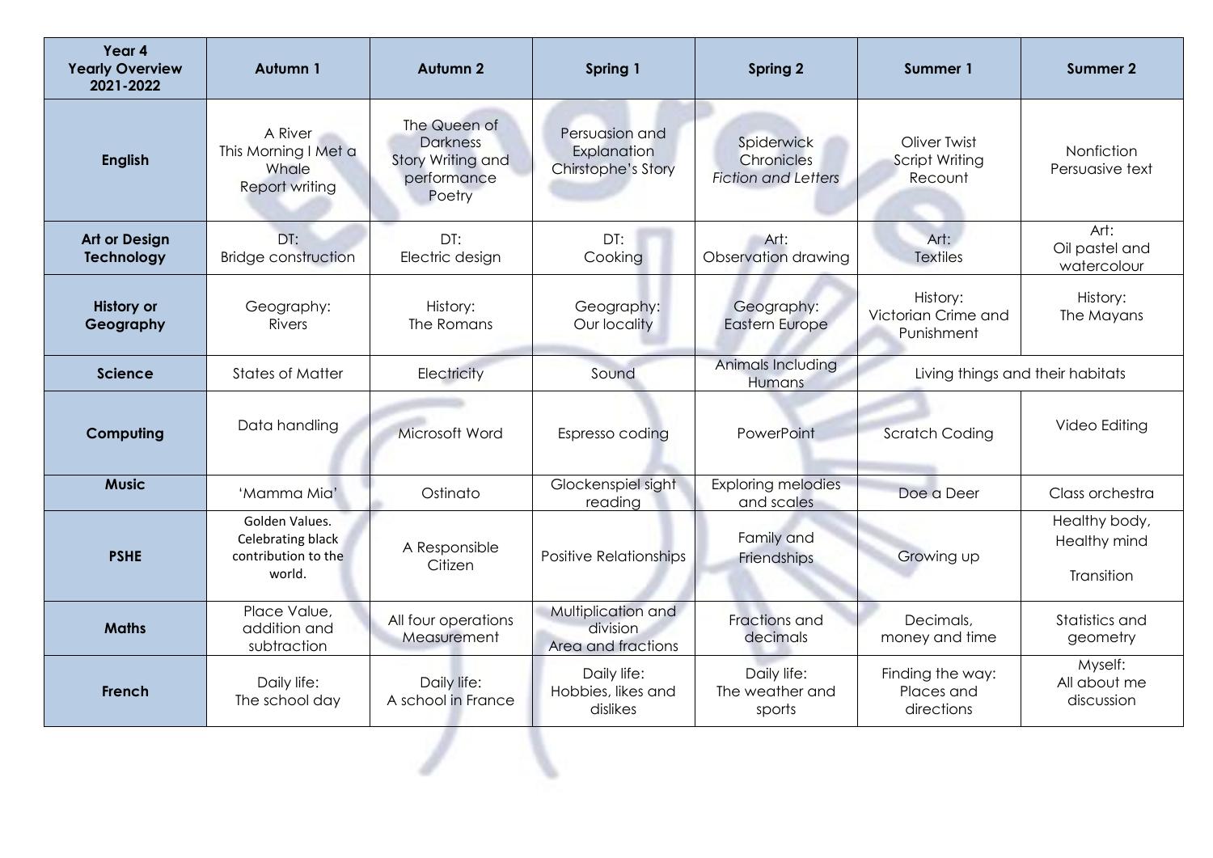| Year 4 Yearly Overview 2021-2022 | Autumn 1 | Autumn 2 | Spring 1 | Spring 2 | Summer 1 | Summer 2 |
|---|---|---|---|---|---|---|
| **English** | A River<br>This Morning I Met a Whale<br>Report writing | The Queen of Darkness<br>Story Writing and performance<br>Poetry | Persuasion and Explanation<br>Chirstophe's Story | Spiderwick Chronicles<br>*Fiction and Letters* | Oliver Twist<br>Script Writing<br>Recount | Nonfiction<br>Persuasive text |
| **Art or Design Technology** | DT:<br>Bridge construction | DT:<br>Electric design | DT:<br>Cooking | Art:<br>Observation drawing | Art:<br>Textiles | Art:<br>Oil pastel and watercolour |
| **History or Geography** | Geography:<br>Rivers | History:<br>The Romans | Geography:<br>Our locality | Geography:<br>Eastern Europe | History:<br>Victorian Crime and Punishment | History:<br>The Mayans |
| **Science** | States of Matter | Electricity | Sound | Animals Including Humans | Living things and their habitats | |
| **Computing** | Data handling | Microsoft Word | Espresso coding | PowerPoint | Scratch Coding | Video Editing |
| **Music** | 'Mamma Mia' | Ostinato | Glockenspiel sight reading | Exploring melodies and scales | Doe a Deer | Class orchestra |
| **PSHE** | Golden Values.<br>Celebrating black contribution to the world. | A Responsible Citizen | Positive Relationships | Family and Friendships | Growing up | Healthy body, Healthy mind<br>Transition |
| **Maths** | Place Value, addition and subtraction | All four operations<br>Measurement | Multiplication and division<br>Area and fractions | Fractions and decimals | Decimals, money and time | Statistics and geometry |
| **French** | Daily life:<br>The school day | Daily life:<br>A school in France | Daily life:<br>Hobbies, likes and dislikes | Daily life:<br>The weather and sports | Finding the way:<br>Places and directions | Myself:<br>All about me discussion |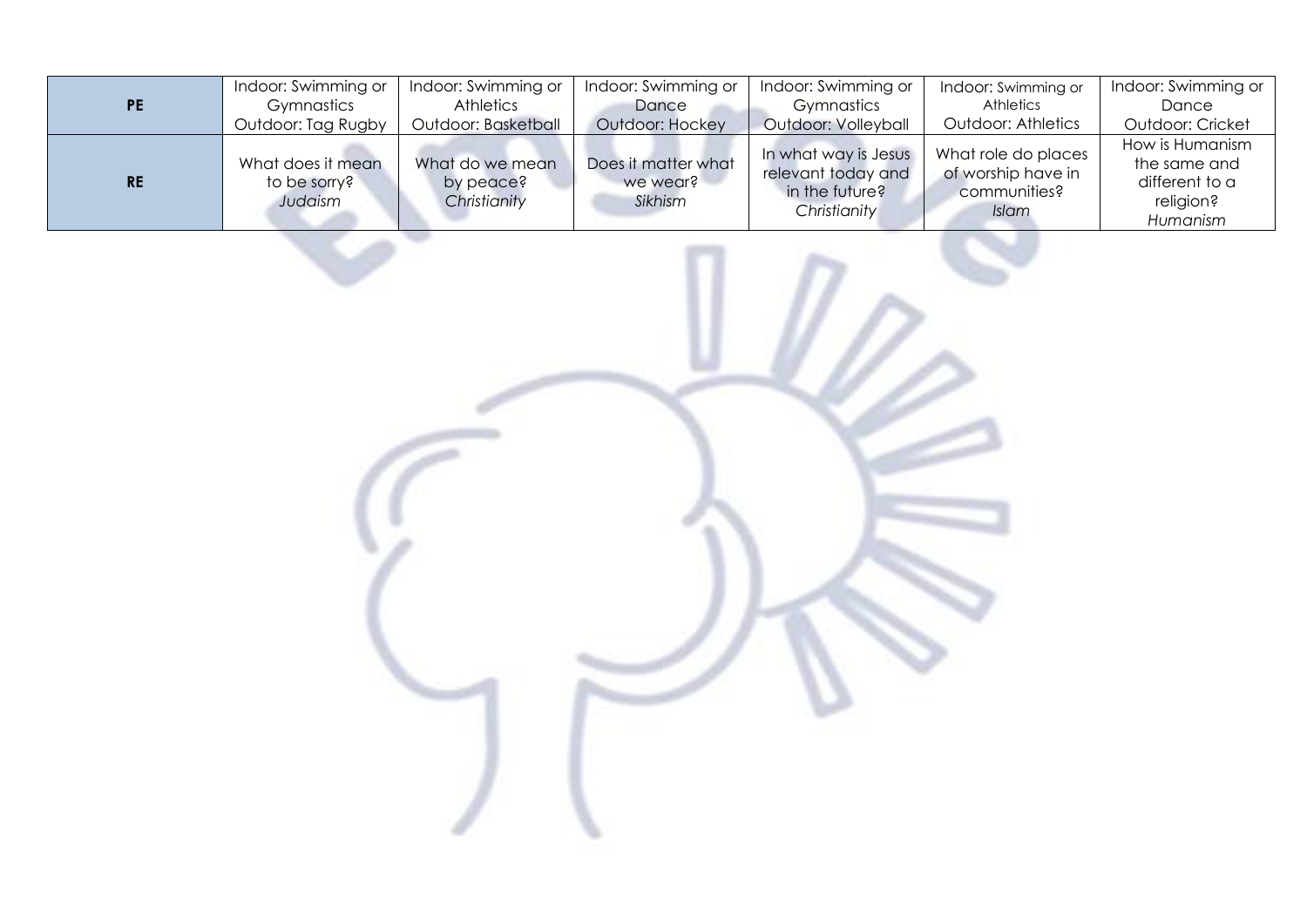| | | | | | | |
|---|---|---|---|---|---|---|
| **PE** | Indoor: Swimming or Gymnastics<br>Outdoor: Tag Rugby | Indoor: Swimming or Athletics<br>Outdoor: Basketball | Indoor: Swimming or Dance<br>Outdoor: Hockey | Indoor: Swimming or Gymnastics<br>Outdoor: Volleyball | Indoor: Swimming or Athletics<br>Outdoor: Athletics | Indoor: Swimming or Dance<br>Outdoor: Cricket |
| **RE** | What does it mean to be sorry?<br>*Judaism* | What do we mean by peace?<br>*Christianity* | Does it matter what we wear?<br>*Sikhism* | In what way is Jesus relevant today and in the future?<br>*Christianity* | What role do places of worship have in communities?<br>*Islam* | How is Humanism the same and different to a religion?<br>*Humanism* |